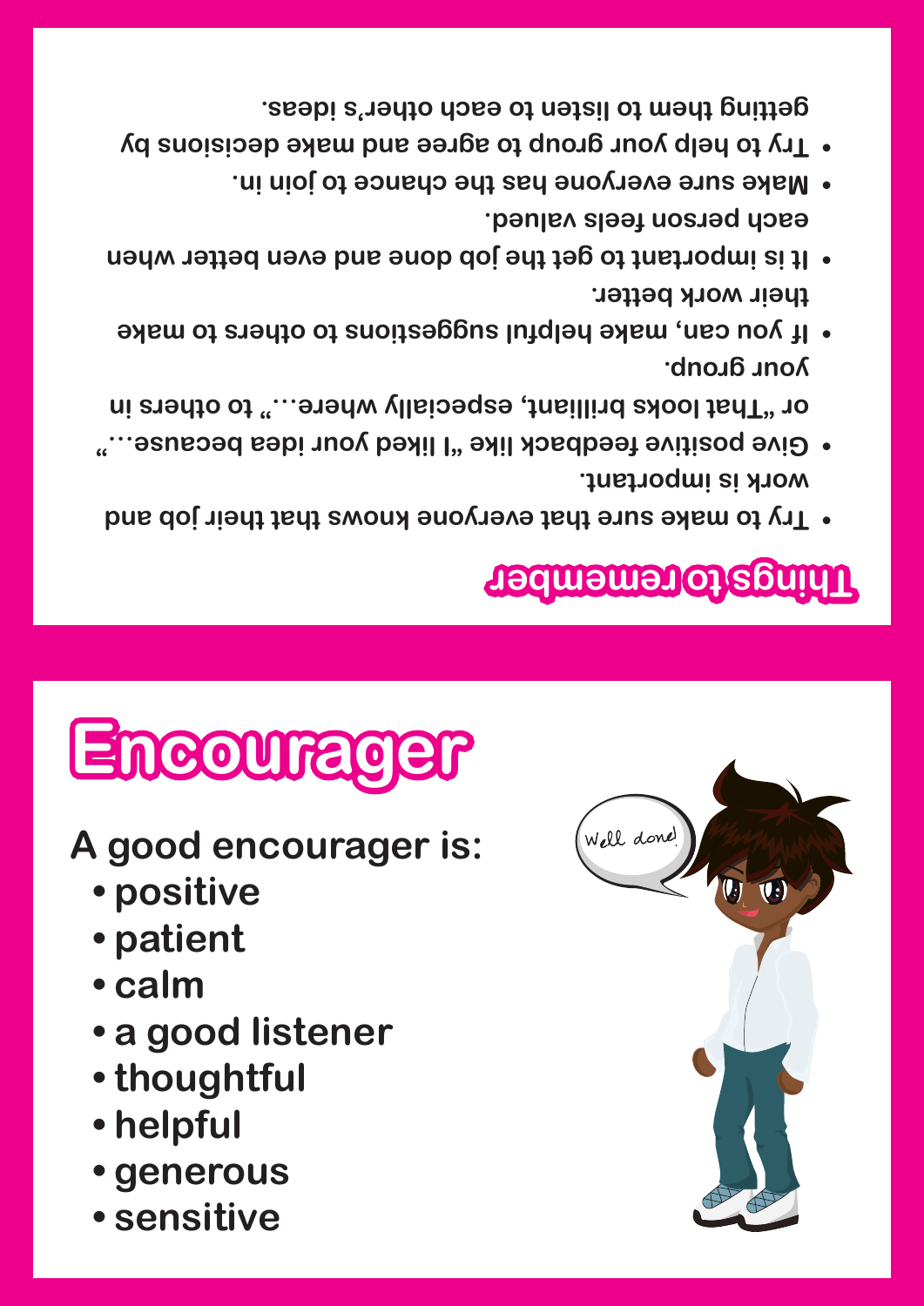# Things to remember

- Try to make sure that everyone knows that their job and work is important.
- Give positive feedback like "I liked your idea because..." or "That looks brilliant, especially where..." to others in your group.
- If you can, make helpful suggestions to others to make their work better.
- It is important to get the job done and even better when each person feels valued.
- Make sure everyone has the chance to join in.
- Try to help your group to agree and make decisions by getting them to listen to each other's ideas.

# Encourager

**A good encourager is:**

- positive
- patient
- calm
- a good listener
- thoughtful
- helpful
- generous
- sensitive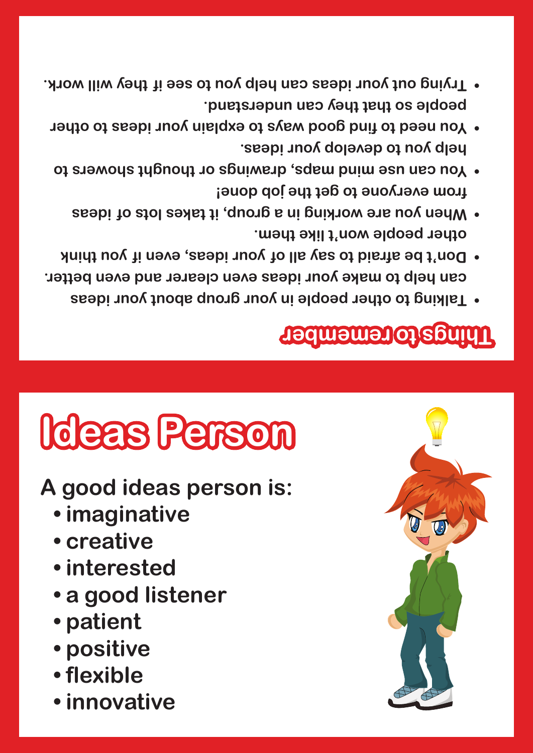## Things to remember

- Talking to other people in your group about your ideas can help to make your ideas even clearer and even better.
- Don't be afraid to say all of your ideas, even if you think other people won't like them.
- When you are working in a group, it takes lots of ideas from everyone to get the job done!
- You can use mind maps, drawings or thought showers to help you to develop your ideas.
- You need to find good ways to explain your ideas to other people so that they can understand.
- Trying out your ideas can help you to see if they will work.

# Ideas Person

**A good ideas person is:**

- **imaginative**
- **creative**
- **interested**
- **a good listener**
- **patient**
- **positive**
- **flexible**
- **innovative**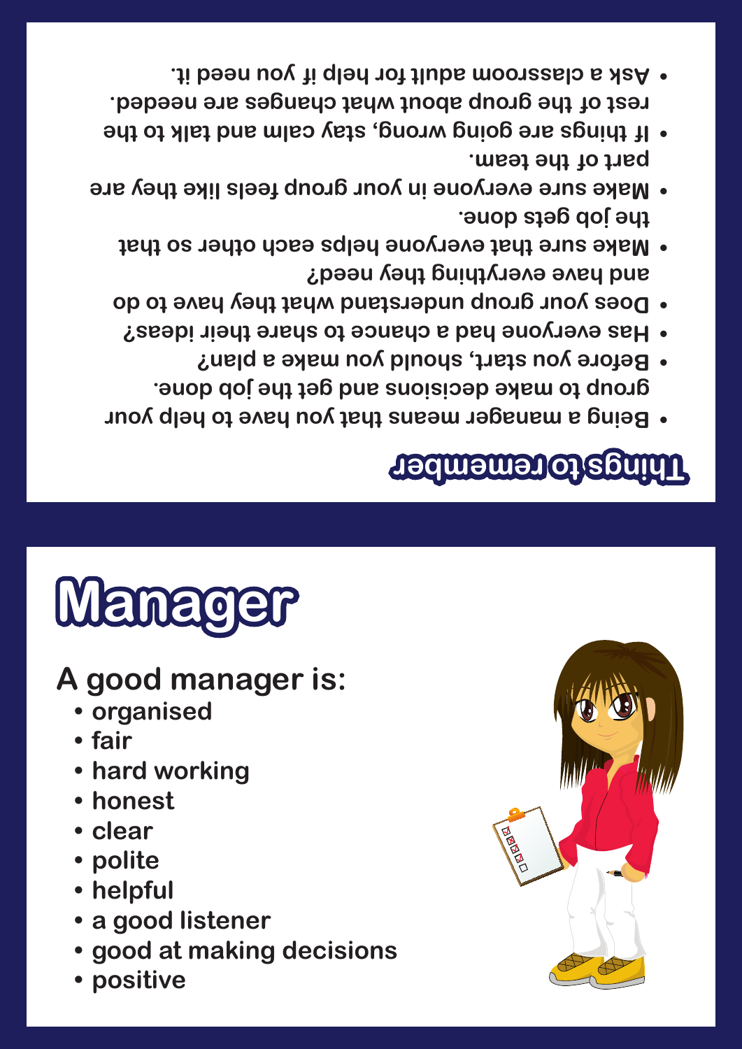## Things to remember

- Being a manager means that you have to help your group to make decisions and get the job done.
- Before you start, should you make a plan?
- Has everyone had a chance to share their ideas?
- Does your group understand what they have to do and have everything they need?
- Make sure that everyone helps each other so that the job gets done.
- Make sure everyone in your group feels like they are part of the team.
- If things are going wrong, stay calm and talk to the rest of the group about what changes are needed.
- Ask a classroom adult for help if you need it.

# Manager

## A good manager is:

- organised
- fair
- hard working
- honest
- clear
- polite
- helpful
- a good listener
- good at making decisions
- positive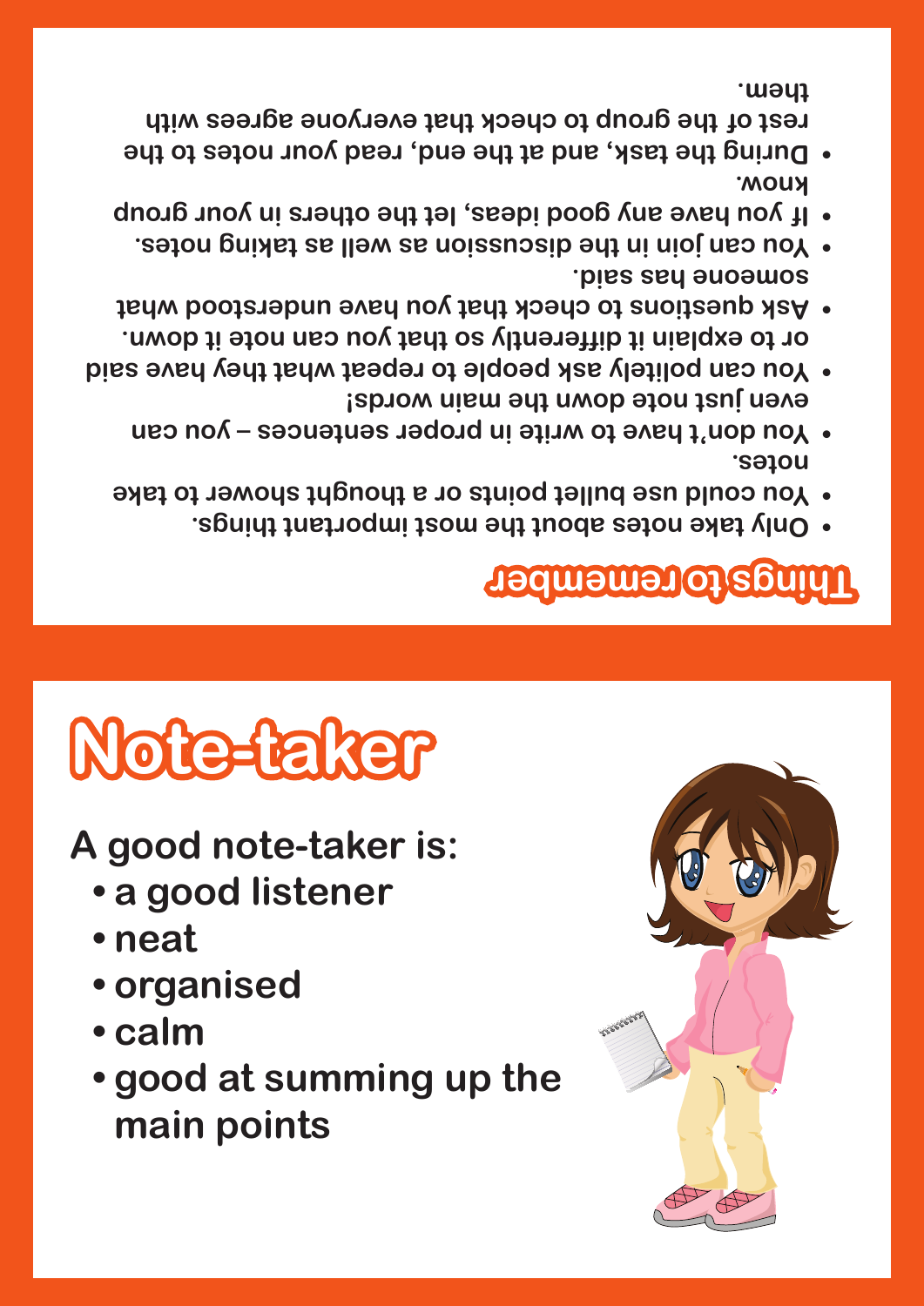## Things to remember

- Only take notes about the most important things.
- You could use bullet points or a thought shower to take notes.
- You don't have to write in proper sentences – you can even just note down the main words!
- You can politely ask people to repeat what they have said or to explain it differently so that you can note it down.
- Ask questions to check that you have understood what someone has said.
- You can join in the discussion as well as taking notes.
- If you have any good ideas, let the others in your group know.
- During the task, and at the end, read your notes to the rest of the group to check that everyone agrees with them.

# Note-taker

**A good note-taker is:**

- **a good listener**
- **neat**
- **organised**
- **calm**
- **good at summing up the main points**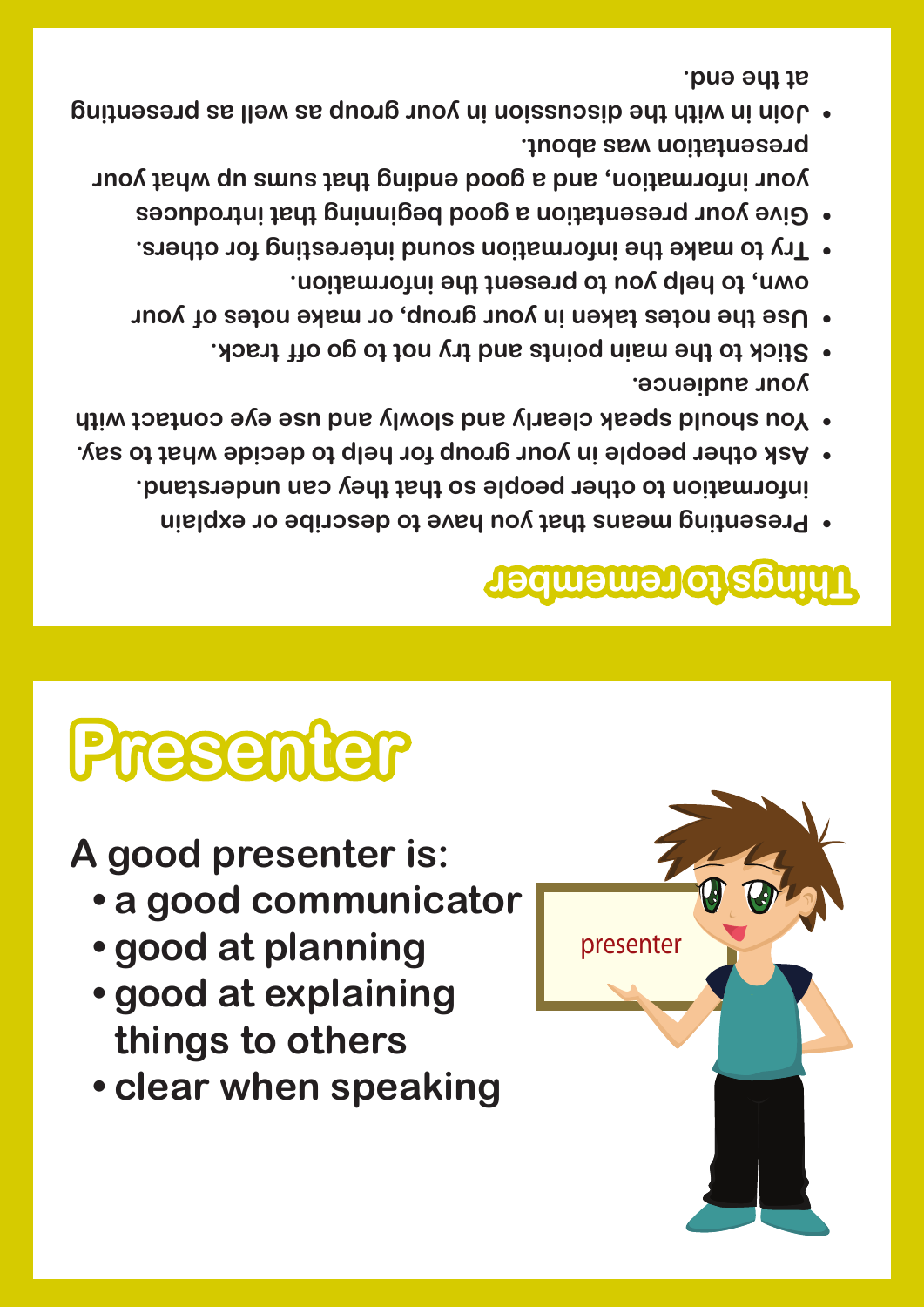## Things to remember

- Presenting means that you have to describe or explain information to other people so that they can understand.
- Ask other people in your group for help to decide what to say.
- You should speak clearly and slowly and use eye contact with your audience.
- Stick to the main points and try not to go off track.
- Use the notes taken in your group, or make notes of your own, to help you to present the information.
- Try to make the information sound interesting for others.
- Give your presentation a good beginning that introduces your information, and a good ending that sums up what your presentation was about.
- Join in with the discussion in your group as well as presenting at the end.

# Presenter

**A good presenter is:**

- **a good communicator**
- **good at planning**
- **good at explaining things to others**
- **clear when speaking**

presenter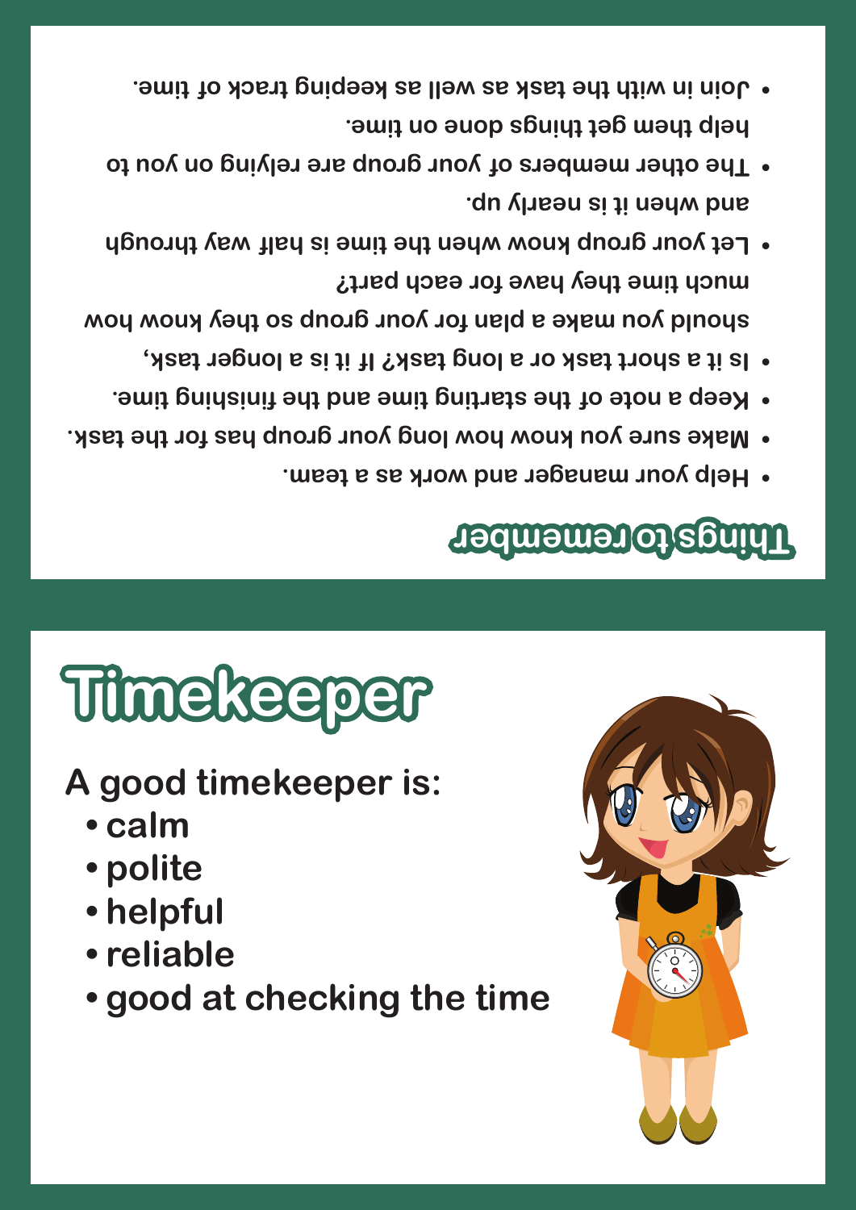## Things to remember

- Help your manager and work as a team.
- Make sure you know how long your group has for the task.
- Keep a note of the starting time and the finishing time.
- Is it a short task or a long task? If it is a longer task, should you make a plan for your group so they know how much time they have for each part?
- Let your group know when the time is half way through and when it is nearly up.
- The other members of your group are relying on you to help them get things done on time.
- Join in with the task as well as keeping track of time.

# Timekeeper

**A good timekeeper is:**

- **calm**
- **polite**
- **helpful**
- **reliable**
- **good at checking the time**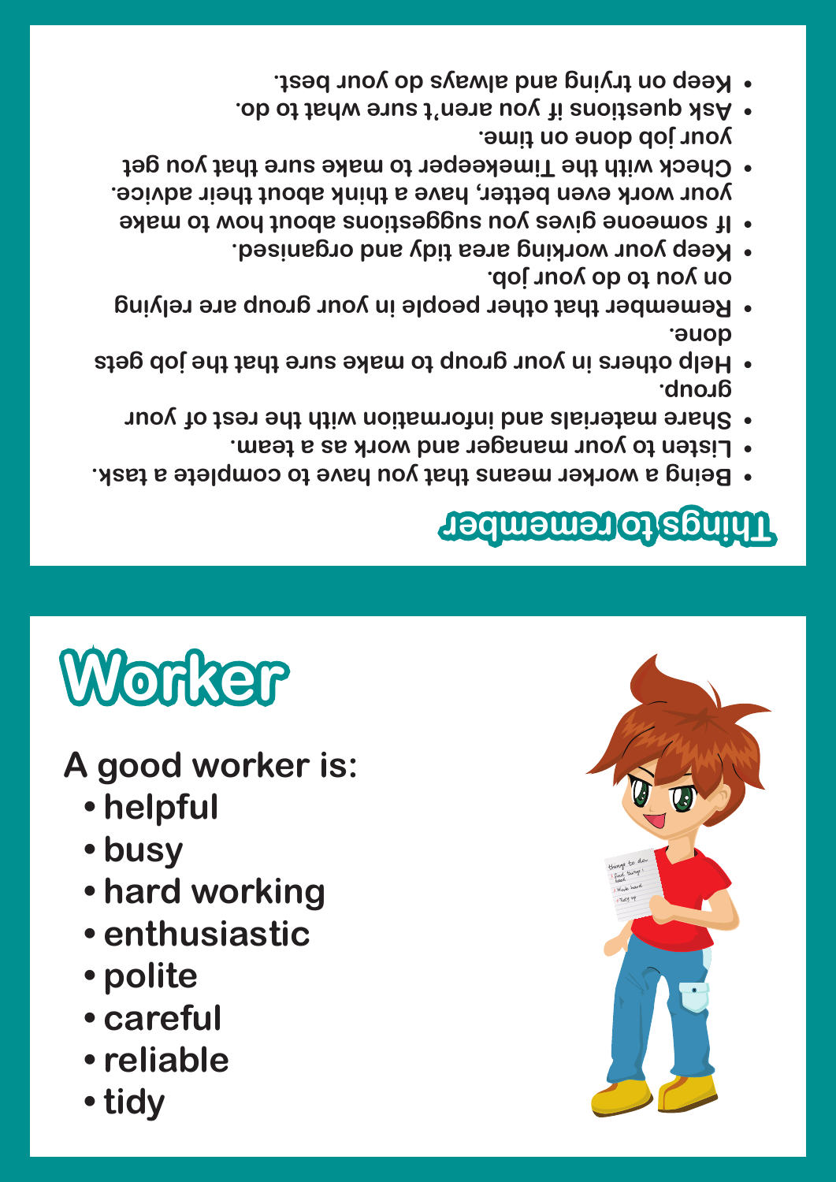## Things to remember

- Being a worker means that you have to complete a task.
- Listen to your manager and work as a team.
- Share materials and information with the rest of your group.
- Help others in your group to make sure that the job gets done.
- Remember that other people in your group are relying on you to do your job.
- Keep your working area tidy and organised.
- If someone gives you suggestions about how to make your work even better, have a think about their advice.
- Check with the Timekeeper to make sure that you get your job done on time.
- Ask questions if you aren't sure what to do.
- Keep on trying and always do your best.

# Worker

**A good worker is:**

- **helpful**
- **busy**
- **hard working**
- **enthusiastic**
- **polite**
- **careful**
- **reliable**
- **tidy**